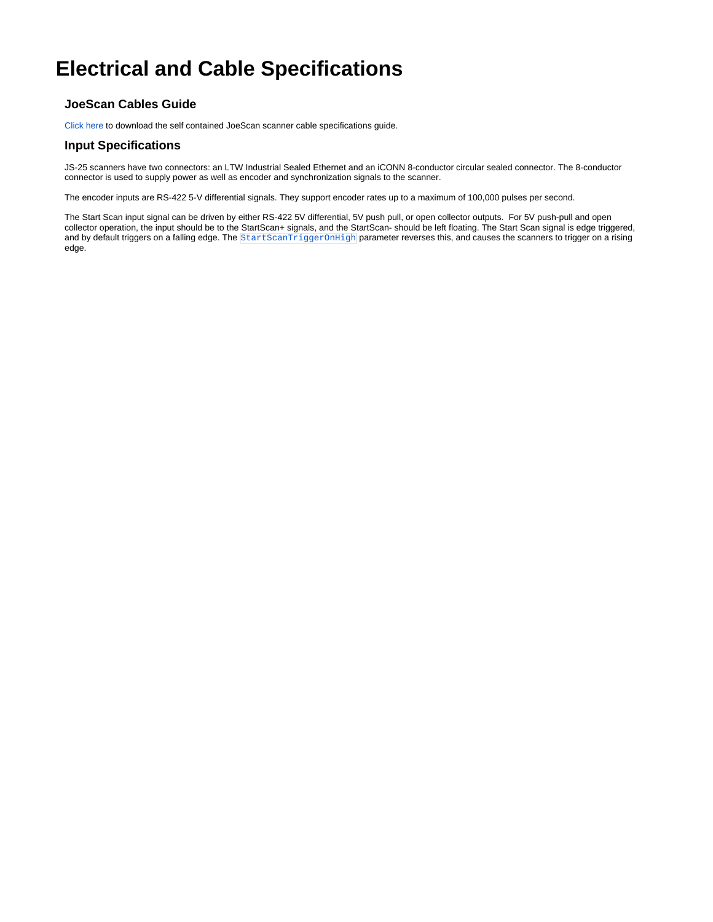# Electrical and Cable Specifications

## JoeScan Cables Guide

Click here to download the self contained JoeScan scanner cable specifications guide.

## Input Specifications

JS-25 scanners have two connectors: an LTW Industrial Sealed Ethernet and an iCONN 8-conductor circular sealed connector. The 8-conductor connector is used to supply power as well as encoder and synchronization signals to the scanner.

The encoder inputs are RS-422 5-V differential signals. They support encoder rates up to a maximum of 100,000 pulses per second.

The Start Scan input signal can be driven by either RS-422 5V differential, 5V push pull, or open collector outputs. For 5V push-pull and open collector operation, the input should be to the StartScan+ signals, and the StartScan- should be left floating. The Start Scan signal is edge triggered, and by default triggers on a falling edge. The `StartScanTriggerOnHigh` parameter reverses this, and causes the scanners to trigger on a rising edge.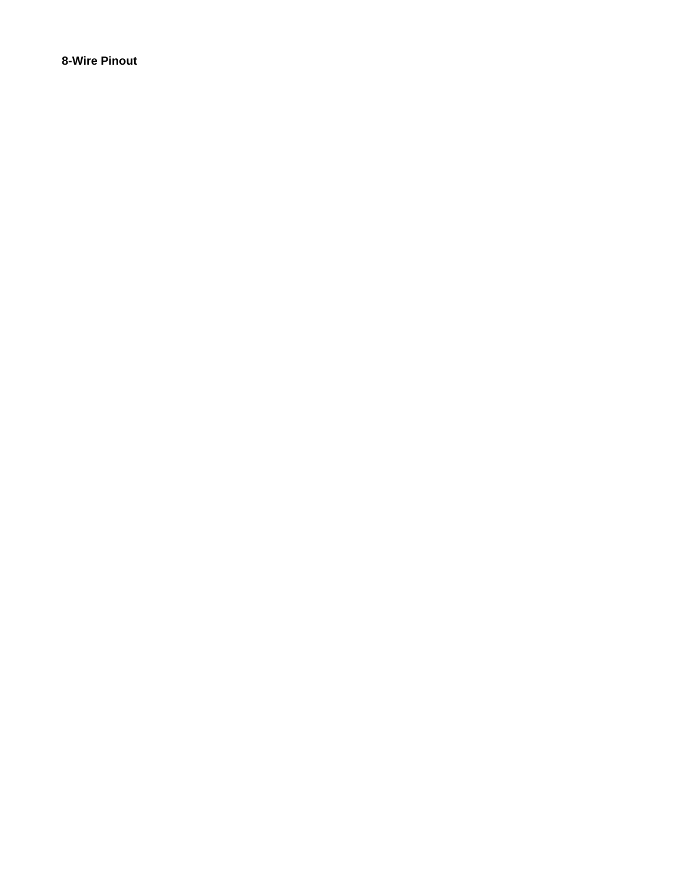**8-Wire Pinout**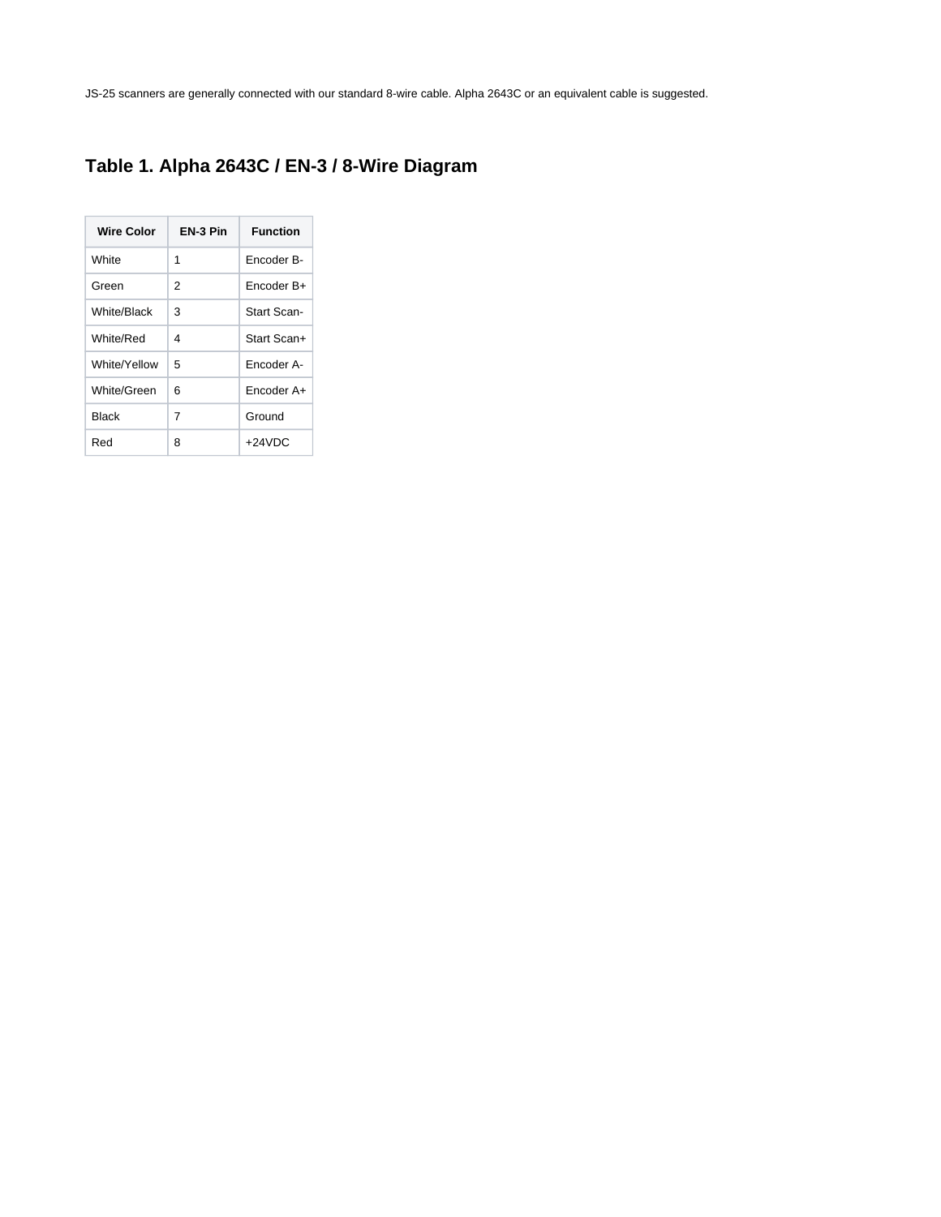JS-25 scanners are generally connected with our standard 8-wire cable. Alpha 2643C or an equivalent cable is suggested.

## Table 1. Alpha 2643C / EN-3 / 8-Wire Diagram

| Wire Color | EN-3 Pin | Function |
| --- | --- | --- |
| White | 1 | Encoder B- |
| Green | 2 | Encoder B+ |
| White/Black | 3 | Start Scan- |
| White/Red | 4 | Start Scan+ |
| White/Yellow | 5 | Encoder A- |
| White/Green | 6 | Encoder A+ |
| Black | 7 | Ground |
| Red | 8 | +24VDC |